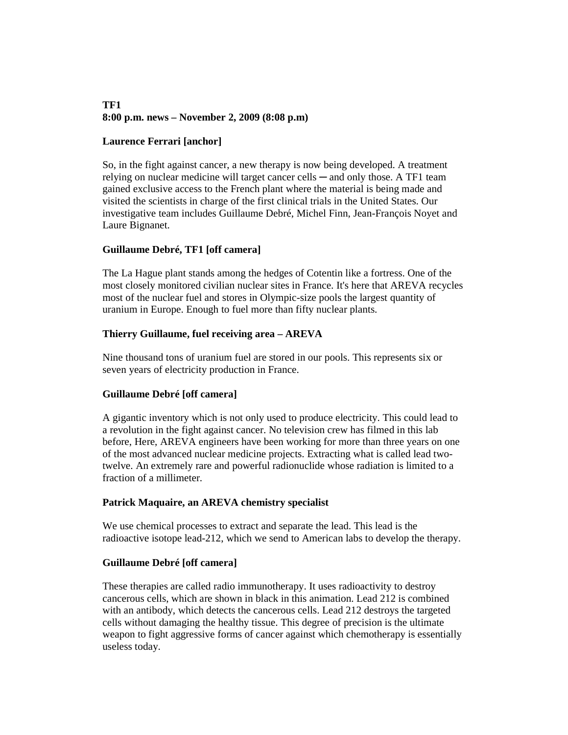**TF1**
**8:00 p.m. news – November 2, 2009 (8:08 p.m)**

**Laurence Ferrari [anchor]**

So, in the fight against cancer, a new therapy is now being developed. A treatment relying on nuclear medicine will target cancer cells ─ and only those. A TF1 team gained exclusive access to the French plant where the material is being made and visited the scientists in charge of the first clinical trials in the United States. Our investigative team includes Guillaume Debré, Michel Finn, Jean-François Noyet and Laure Bignanet.

**Guillaume Debré, TF1 [off camera]**

The La Hague plant stands among the hedges of Cotentin like a fortress. One of the most closely monitored civilian nuclear sites in France. It's here that AREVA recycles most of the nuclear fuel and stores in Olympic-size pools the largest quantity of uranium in Europe. Enough to fuel more than fifty nuclear plants.

**Thierry Guillaume, fuel receiving area – AREVA**

Nine thousand tons of uranium fuel are stored in our pools. This represents six or seven years of electricity production in France.

**Guillaume Debré [off camera]**

A gigantic inventory which is not only used to produce electricity. This could lead to a revolution in the fight against cancer. No television crew has filmed in this lab before, Here, AREVA engineers have been working for more than three years on one of the most advanced nuclear medicine projects. Extracting what is called lead two-twelve. An extremely rare and powerful radionuclide whose radiation is limited to a fraction of a millimeter.

**Patrick Maquaire, an AREVA chemistry specialist**

We use chemical processes to extract and separate the lead. This lead is the radioactive isotope lead-212, which we send to American labs to develop the therapy.

**Guillaume Debré [off camera]**

These therapies are called radio immunotherapy. It uses radioactivity to destroy cancerous cells, which are shown in black in this animation. Lead 212 is combined with an antibody, which detects the cancerous cells. Lead 212 destroys the targeted cells without damaging the healthy tissue. This degree of precision is the ultimate weapon to fight aggressive forms of cancer against which chemotherapy is essentially useless today.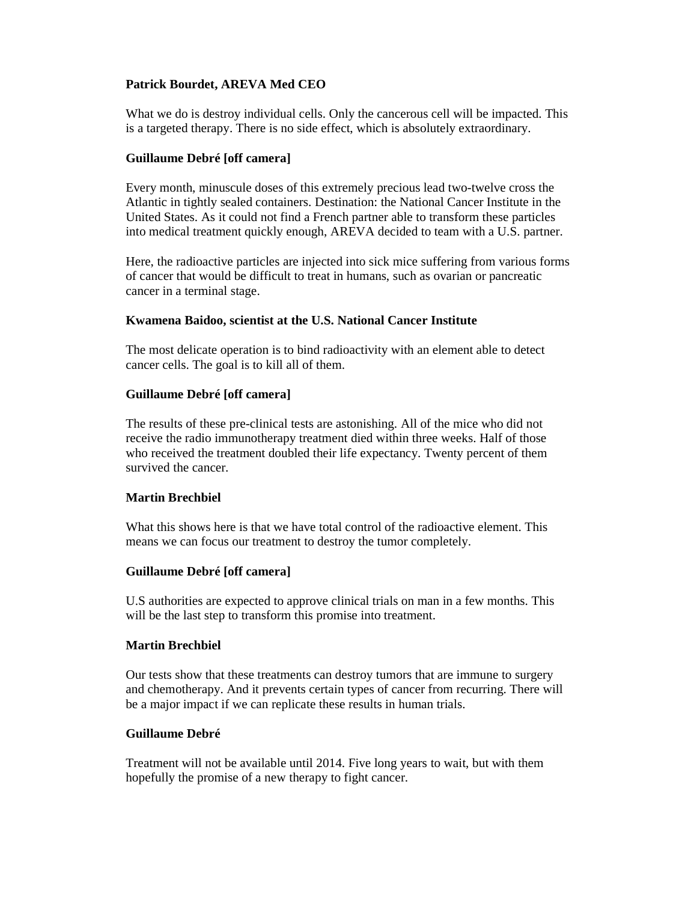**Patrick Bourdet, AREVA Med CEO**

What we do is destroy individual cells. Only the cancerous cell will be impacted. This is a targeted therapy. There is no side effect, which is absolutely extraordinary.

**Guillaume Debré [off camera]**

Every month, minuscule doses of this extremely precious lead two-twelve cross the Atlantic in tightly sealed containers. Destination: the National Cancer Institute in the United States. As it could not find a French partner able to transform these particles into medical treatment quickly enough, AREVA decided to team with a U.S. partner.

Here, the radioactive particles are injected into sick mice suffering from various forms of cancer that would be difficult to treat in humans, such as ovarian or pancreatic cancer in a terminal stage.

**Kwamena Baidoo, scientist at the U.S. National Cancer Institute**

The most delicate operation is to bind radioactivity with an element able to detect cancer cells. The goal is to kill all of them.

**Guillaume Debré [off camera]**

The results of these pre-clinical tests are astonishing. All of the mice who did not receive the radio immunotherapy treatment died within three weeks. Half of those who received the treatment doubled their life expectancy. Twenty percent of them survived the cancer.

**Martin Brechbiel**

What this shows here is that we have total control of the radioactive element. This means we can focus our treatment to destroy the tumor completely.

**Guillaume Debré [off camera]**

U.S authorities are expected to approve clinical trials on man in a few months. This will be the last step to transform this promise into treatment.

**Martin Brechbiel**

Our tests show that these treatments can destroy tumors that are immune to surgery and chemotherapy. And it prevents certain types of cancer from recurring. There will be a major impact if we can replicate these results in human trials.

**Guillaume Debré**

Treatment will not be available until 2014. Five long years to wait, but with them hopefully the promise of a new therapy to fight cancer.